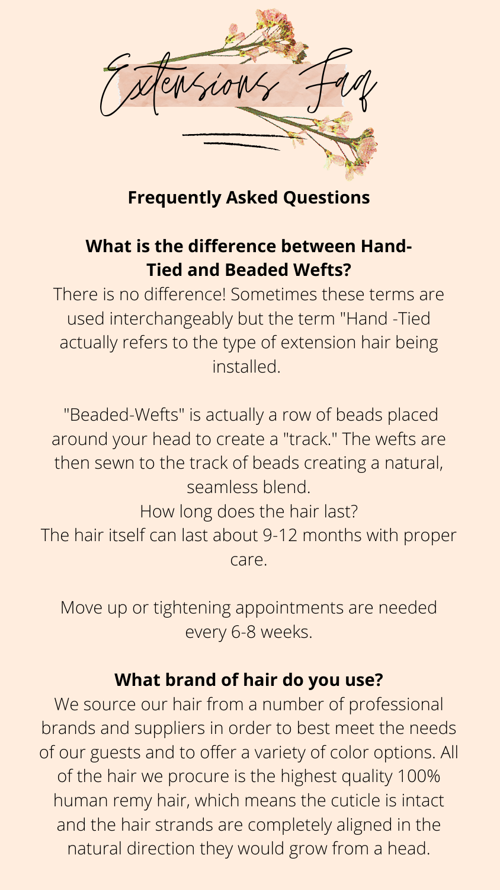# Extensions Faq

**Frequently Asked Questions**

**What is the difference between Hand-Tied and Beaded Wefts?**

There is no difference! Sometimes these terms are used interchangeably but the term "Hand -Tied actually refers to the type of extension hair being installed.

"Beaded-Wefts" is actually a row of beads placed around your head to create a "track." The wefts are then sewn to the track of beads creating a natural, seamless blend.

How long does the hair last?

The hair itself can last about 9-12 months with proper care.

Move up or tightening appointments are needed every 6-8 weeks.

**What brand of hair do you use?**

We source our hair from a number of professional brands and suppliers in order to best meet the needs of our guests and to offer a variety of color options. All of the hair we procure is the highest quality 100% human remy hair, which means the cuticle is intact and the hair strands are completely aligned in the natural direction they would grow from a head.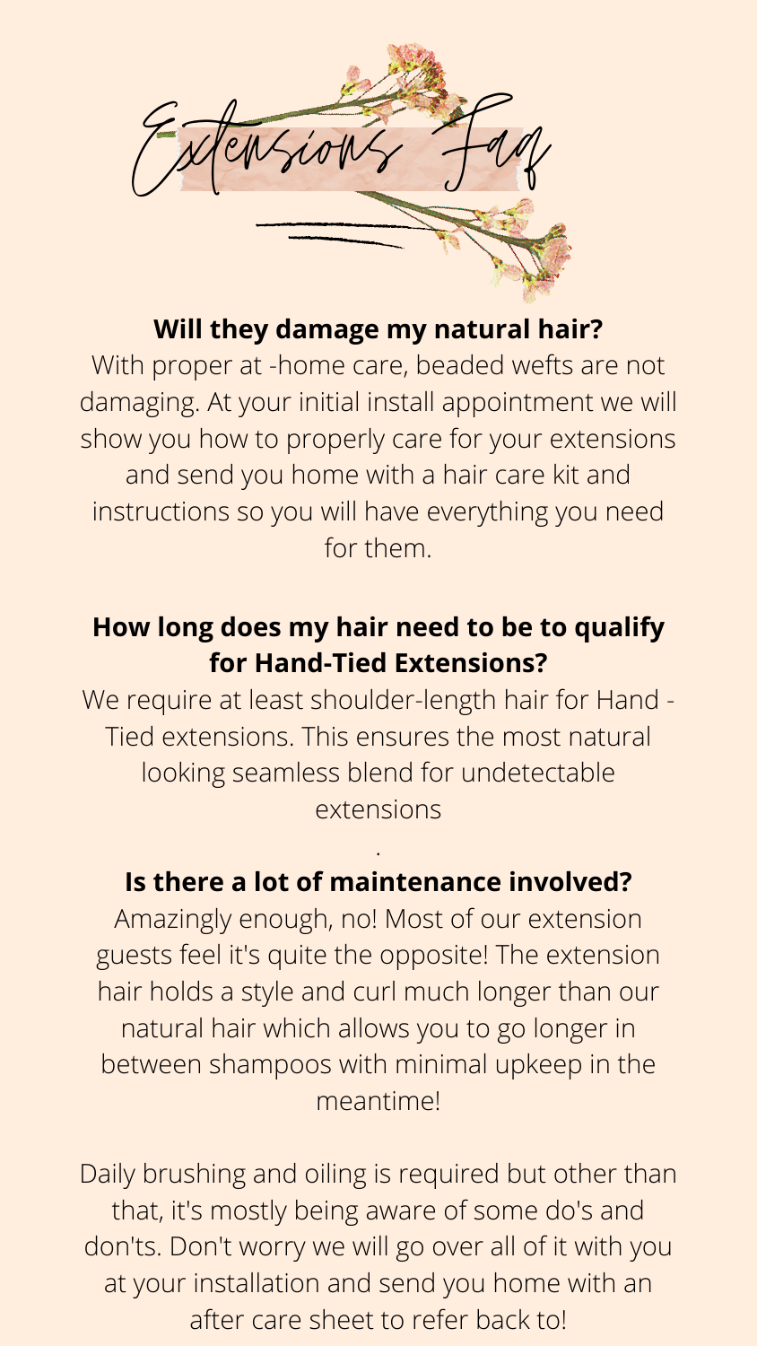# Extensions Faq

**Will they damage my natural hair?**

With proper at -home care, beaded wefts are not damaging. At your initial install appointment we will show you how to properly care for your extensions and send you home with a hair care kit and instructions so you will have everything you need for them.

**How long does my hair need to be to qualify for Hand-Tied Extensions?**

We require at least shoulder-length hair for Hand - Tied extensions. This ensures the most natural looking seamless blend for undetectable extensions

.

**Is there a lot of maintenance involved?**

Amazingly enough, no! Most of our extension guests feel it's quite the opposite! The extension hair holds a style and curl much longer than our natural hair which allows you to go longer in between shampoos with minimal upkeep in the meantime!

Daily brushing and oiling is required but other than that, it's mostly being aware of some do's and don'ts. Don't worry we will go over all of it with you at your installation and send you home with an after care sheet to refer back to!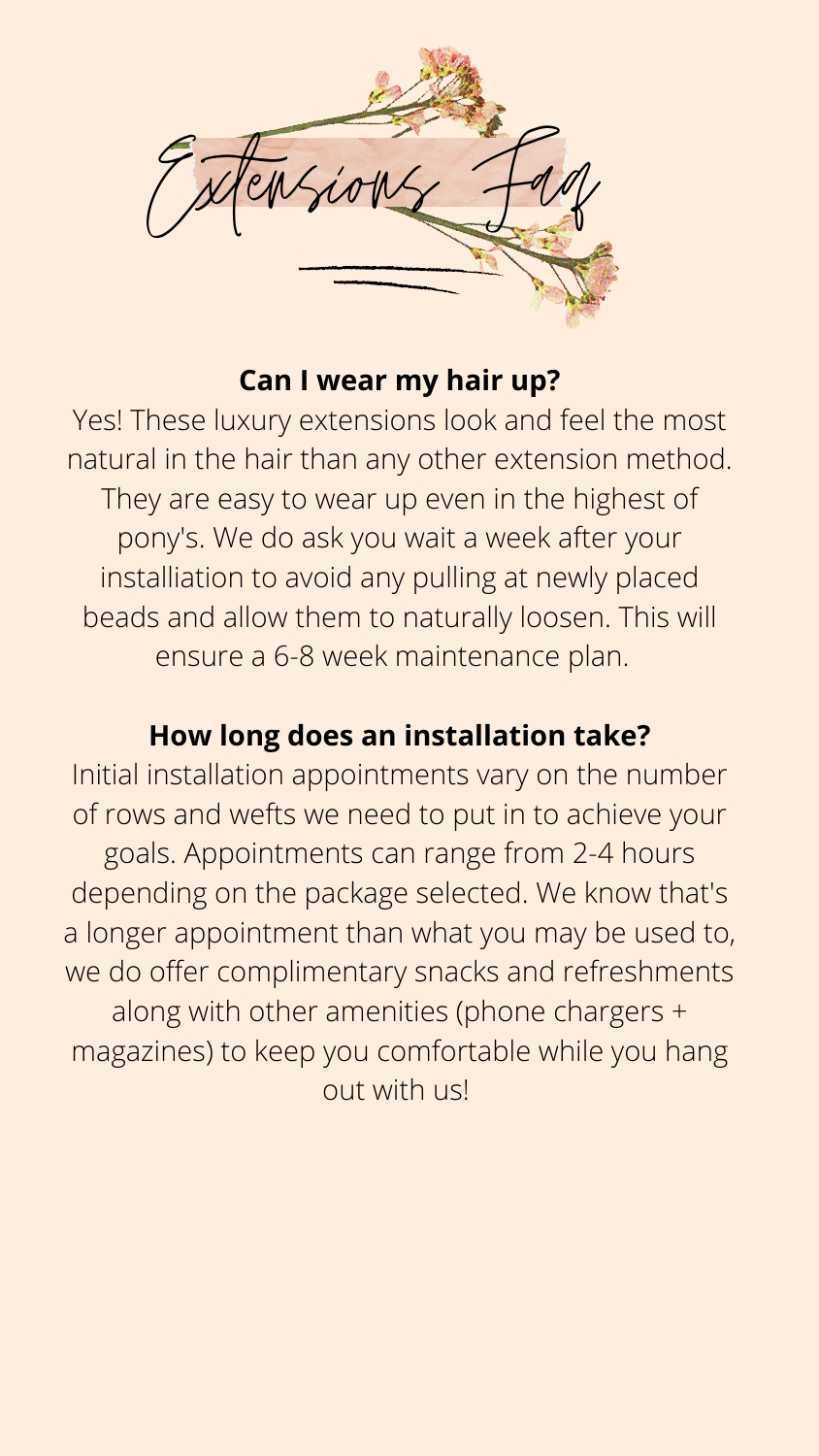# Extensions Faq

**Can I wear my hair up?**

Yes! These luxury extensions look and feel the most natural in the hair than any other extension method. They are easy to wear up even in the highest of pony's. We do ask you wait a week after your installiation to avoid any pulling at newly placed beads and allow them to naturally loosen. This will ensure a 6-8 week maintenance plan.

**How long does an installation take?**

Initial installation appointments vary on the number of rows and wefts we need to put in to achieve your goals. Appointments can range from 2-4 hours depending on the package selected. We know that's a longer appointment than what you may be used to, we do offer complimentary snacks and refreshments along with other amenities (phone chargers + magazines) to keep you comfortable while you hang out with us!